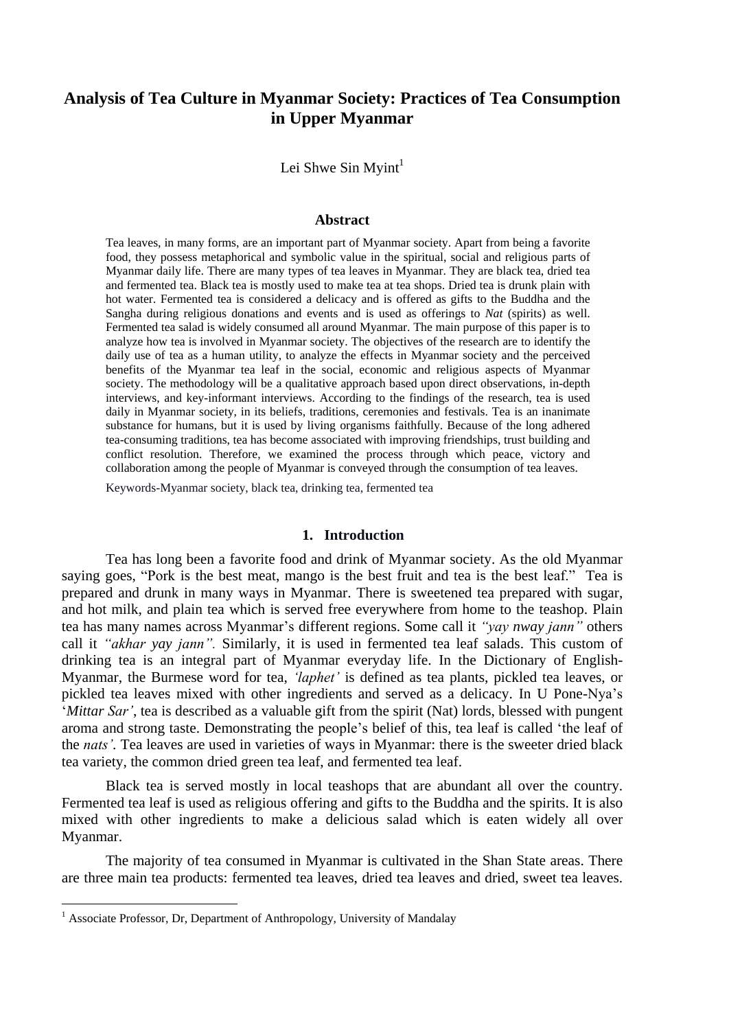# Analysis of Tea Culture in Myanmar Society: Practices of Tea Consumption in Upper Myanmar

Lei Shwe Sin Myint[1]

## Abstract

Tea leaves, in many forms, are an important part of Myanmar society. Apart from being a favorite food, they possess metaphorical and symbolic value in the spiritual, social and religious parts of Myanmar daily life. There are many types of tea leaves in Myanmar. They are black tea, dried tea and fermented tea. Black tea is mostly used to make tea at tea shops. Dried tea is drunk plain with hot water. Fermented tea is considered a delicacy and is offered as gifts to the Buddha and the Sangha during religious donations and events and is used as offerings to *Nat* (spirits) as well. Fermented tea salad is widely consumed all around Myanmar. The main purpose of this paper is to analyze how tea is involved in Myanmar society. The objectives of the research are to identify the daily use of tea as a human utility, to analyze the effects in Myanmar society and the perceived benefits of the Myanmar tea leaf in the social, economic and religious aspects of Myanmar society. The methodology will be a qualitative approach based upon direct observations, in-depth interviews, and key-informant interviews. According to the findings of the research, tea is used daily in Myanmar society, in its beliefs, traditions, ceremonies and festivals. Tea is an inanimate substance for humans, but it is used by living organisms faithfully. Because of the long adhered tea-consuming traditions, tea has become associated with improving friendships, trust building and conflict resolution. Therefore, we examined the process through which peace, victory and collaboration among the people of Myanmar is conveyed through the consumption of tea leaves.

Keywords-Myanmar society, black tea, drinking tea, fermented tea

## 1. Introduction

Tea has long been a favorite food and drink of Myanmar society. As the old Myanmar saying goes, "Pork is the best meat, mango is the best fruit and tea is the best leaf." Tea is prepared and drunk in many ways in Myanmar. There is sweetened tea prepared with sugar, and hot milk, and plain tea which is served free everywhere from home to the teashop. Plain tea has many names across Myanmar's different regions. Some call it *"yay nway jann"* others call it *"akhar yay jann".* Similarly, it is used in fermented tea leaf salads. This custom of drinking tea is an integral part of Myanmar everyday life. In the Dictionary of English-Myanmar, the Burmese word for tea, *'laphet'* is defined as tea plants, pickled tea leaves, or pickled tea leaves mixed with other ingredients and served as a delicacy. In U Pone-Nya's '*Mittar Sar'*, tea is described as a valuable gift from the spirit (Nat) lords, blessed with pungent aroma and strong taste. Demonstrating the people's belief of this, tea leaf is called 'the leaf of the *nats'*. Tea leaves are used in varieties of ways in Myanmar: there is the sweeter dried black tea variety, the common dried green tea leaf, and fermented tea leaf.

Black tea is served mostly in local teashops that are abundant all over the country. Fermented tea leaf is used as religious offering and gifts to the Buddha and the spirits. It is also mixed with other ingredients to make a delicious salad which is eaten widely all over Myanmar.

The majority of tea consumed in Myanmar is cultivated in the Shan State areas. There are three main tea products: fermented tea leaves, dried tea leaves and dried, sweet tea leaves.

[1] Associate Professor, Dr, Department of Anthropology, University of Mandalay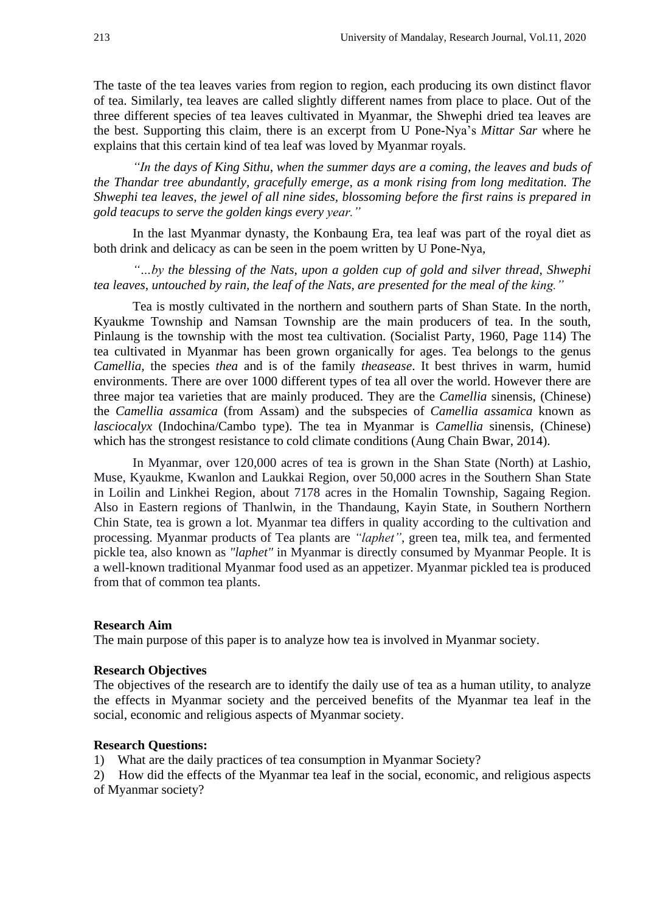The taste of the tea leaves varies from region to region, each producing its own distinct flavor of tea. Similarly, tea leaves are called slightly different names from place to place. Out of the three different species of tea leaves cultivated in Myanmar, the Shwephi dried tea leaves are the best. Supporting this claim, there is an excerpt from U Pone-Nya's *Mittar Sar* where he explains that this certain kind of tea leaf was loved by Myanmar royals.

*"In the days of King Sithu, when the summer days are a coming, the leaves and buds of the Thandar tree abundantly, gracefully emerge, as a monk rising from long meditation. The Shwephi tea leaves, the jewel of all nine sides, blossoming before the first rains is prepared in gold teacups to serve the golden kings every year."*

In the last Myanmar dynasty, the Konbaung Era, tea leaf was part of the royal diet as both drink and delicacy as can be seen in the poem written by U Pone-Nya,

*"…by the blessing of the Nats, upon a golden cup of gold and silver thread, Shwephi tea leaves, untouched by rain, the leaf of the Nats, are presented for the meal of the king."*

Tea is mostly cultivated in the northern and southern parts of Shan State. In the north, Kyaukme Township and Namsan Township are the main producers of tea. In the south, Pinlaung is the township with the most tea cultivation. (Socialist Party, 1960, Page 114) The tea cultivated in Myanmar has been grown organically for ages. Tea belongs to the genus *Camellia,* the species *thea* and is of the family *theasease*. It best thrives in warm, humid environments. There are over 1000 different types of tea all over the world. However there are three major tea varieties that are mainly produced. They are the *Camellia* sinensis, (Chinese) the *Camellia assamica* (from Assam) and the subspecies of *Camellia assamica* known as *lasciocalyx* (Indochina/Cambo type). The tea in Myanmar is *Camellia* sinensis, (Chinese) which has the strongest resistance to cold climate conditions (Aung Chain Bwar, 2014).

In Myanmar, over 120,000 acres of tea is grown in the Shan State (North) at Lashio, Muse, Kyaukme, Kwanlon and Laukkai Region, over 50,000 acres in the Southern Shan State in Loilin and Linkhei Region, about 7178 acres in the Homalin Township, Sagaing Region. Also in Eastern regions of Thanlwin, in the Thandaung, Kayin State, in Southern Northern Chin State, tea is grown a lot. Myanmar tea differs in quality according to the cultivation and processing. Myanmar products of Tea plants are *"laphet"*, green tea, milk tea, and fermented pickle tea, also known as *"laphet"* in Myanmar is directly consumed by Myanmar People. It is a well-known traditional Myanmar food used as an appetizer. Myanmar pickled tea is produced from that of common tea plants.

**Research Aim**

The main purpose of this paper is to analyze how tea is involved in Myanmar society.

**Research Objectives**

The objectives of the research are to identify the daily use of tea as a human utility, to analyze the effects in Myanmar society and the perceived benefits of the Myanmar tea leaf in the social, economic and religious aspects of Myanmar society.

**Research Questions:**

1) What are the daily practices of tea consumption in Myanmar Society?
2) How did the effects of the Myanmar tea leaf in the social, economic, and religious aspects of Myanmar society?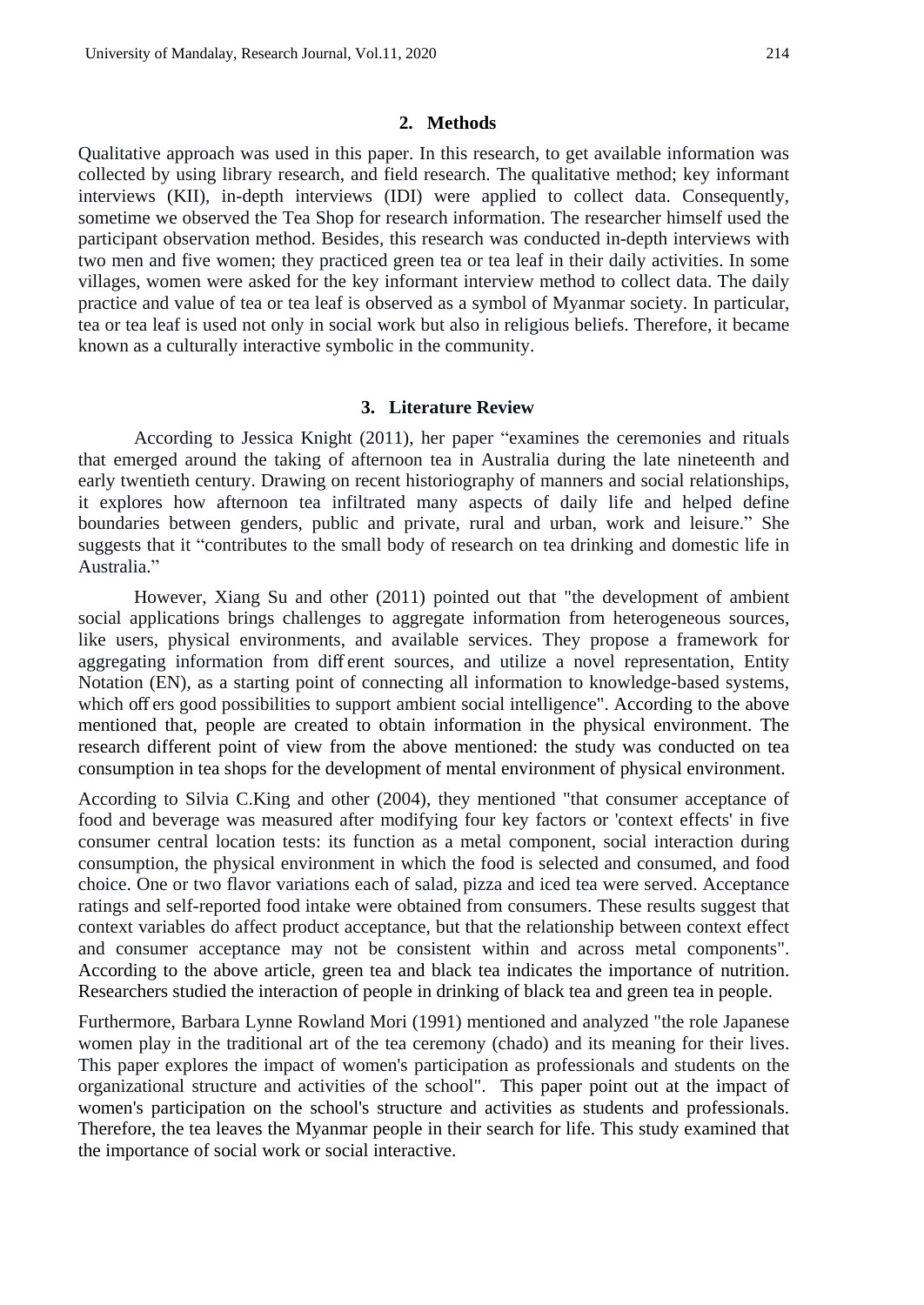## 2. Methods

Qualitative approach was used in this paper. In this research, to get available information was collected by using library research, and field research. The qualitative method; key informant interviews (KII), in-depth interviews (IDI) were applied to collect data. Consequently, sometime we observed the Tea Shop for research information. The researcher himself used the participant observation method. Besides, this research was conducted in-depth interviews with two men and five women; they practiced green tea or tea leaf in their daily activities. In some villages, women were asked for the key informant interview method to collect data. The daily practice and value of tea or tea leaf is observed as a symbol of Myanmar society. In particular, tea or tea leaf is used not only in social work but also in religious beliefs. Therefore, it became known as a culturally interactive symbolic in the community.

## 3. Literature Review

According to Jessica Knight (2011), her paper "examines the ceremonies and rituals that emerged around the taking of afternoon tea in Australia during the late nineteenth and early twentieth century. Drawing on recent historiography of manners and social relationships, it explores how afternoon tea infiltrated many aspects of daily life and helped define boundaries between genders, public and private, rural and urban, work and leisure." She suggests that it "contributes to the small body of research on tea drinking and domestic life in Australia."

However, Xiang Su and other (2011) pointed out that "the development of ambient social applications brings challenges to aggregate information from heterogeneous sources, like users, physical environments, and available services. They propose a framework for aggregating information from different sources, and utilize a novel representation, Entity Notation (EN), as a starting point of connecting all information to knowledge-based systems, which offers good possibilities to support ambient social intelligence". According to the above mentioned that, people are created to obtain information in the physical environment. The research different point of view from the above mentioned: the study was conducted on tea consumption in tea shops for the development of mental environment of physical environment.

According to Silvia C.King and other (2004), they mentioned "that consumer acceptance of food and beverage was measured after modifying four key factors or 'context effects' in five consumer central location tests: its function as a metal component, social interaction during consumption, the physical environment in which the food is selected and consumed, and food choice. One or two flavor variations each of salad, pizza and iced tea were served. Acceptance ratings and self-reported food intake were obtained from consumers. These results suggest that context variables do affect product acceptance, but that the relationship between context effect and consumer acceptance may not be consistent within and across metal components". According to the above article, green tea and black tea indicates the importance of nutrition. Researchers studied the interaction of people in drinking of black tea and green tea in people.

Furthermore, Barbara Lynne Rowland Mori (1991) mentioned and analyzed "the role Japanese women play in the traditional art of the tea ceremony (chado) and its meaning for their lives. This paper explores the impact of women's participation as professionals and students on the organizational structure and activities of the school". This paper point out at the impact of women's participation on the school's structure and activities as students and professionals. Therefore, the tea leaves the Myanmar people in their search for life. This study examined that the importance of social work or social interactive.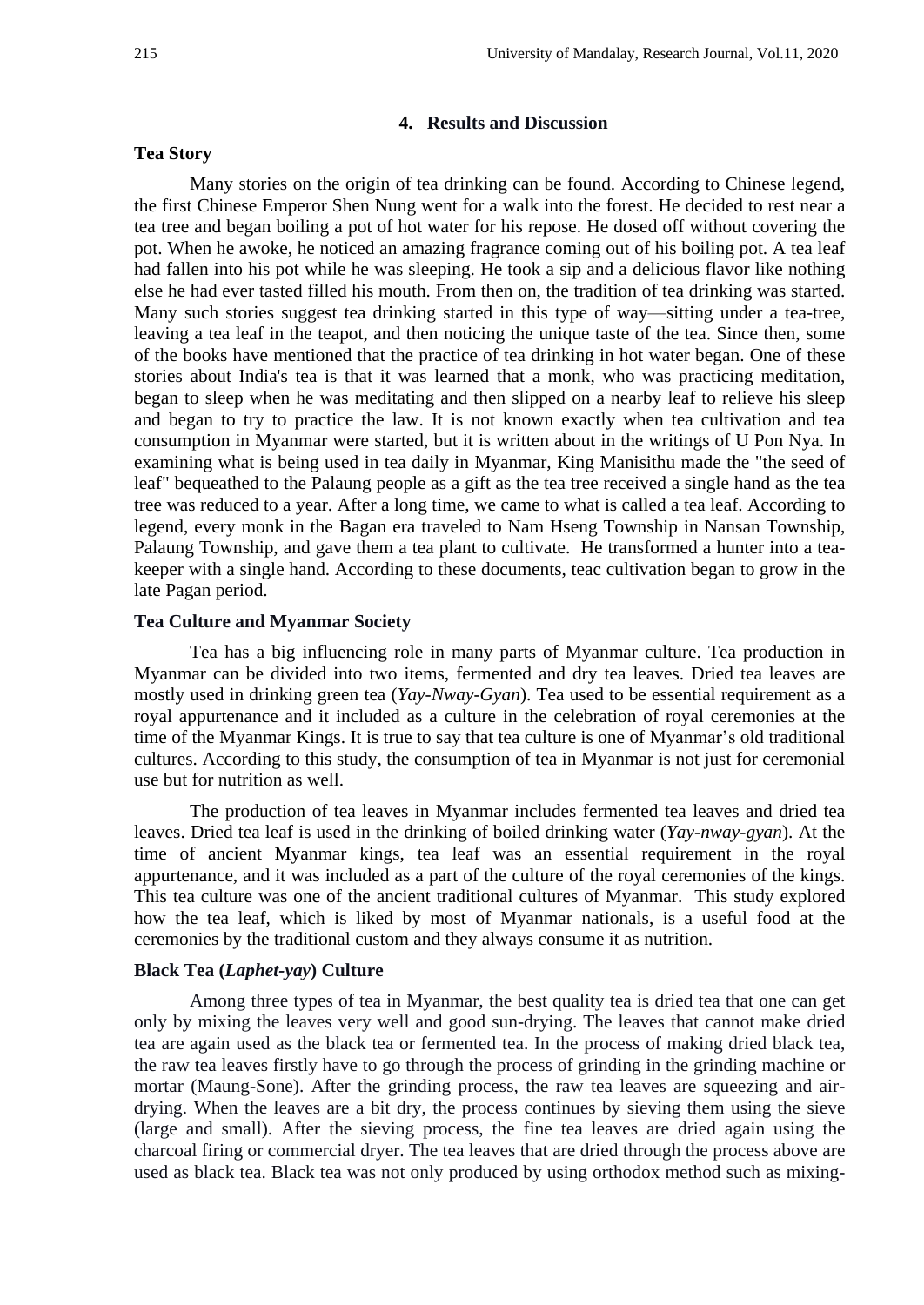## 4. Results and Discussion

### Tea Story

Many stories on the origin of tea drinking can be found. According to Chinese legend, the first Chinese Emperor Shen Nung went for a walk into the forest. He decided to rest near a tea tree and began boiling a pot of hot water for his repose. He dosed off without covering the pot. When he awoke, he noticed an amazing fragrance coming out of his boiling pot. A tea leaf had fallen into his pot while he was sleeping. He took a sip and a delicious flavor like nothing else he had ever tasted filled his mouth. From then on, the tradition of tea drinking was started. Many such stories suggest tea drinking started in this type of way—sitting under a tea-tree, leaving a tea leaf in the teapot, and then noticing the unique taste of the tea. Since then, some of the books have mentioned that the practice of tea drinking in hot water began. One of these stories about India's tea is that it was learned that a monk, who was practicing meditation, began to sleep when he was meditating and then slipped on a nearby leaf to relieve his sleep and began to try to practice the law. It is not known exactly when tea cultivation and tea consumption in Myanmar were started, but it is written about in the writings of U Pon Nya. In examining what is being used in tea daily in Myanmar, King Manisithu made the "the seed of leaf" bequeathed to the Palaung people as a gift as the tea tree received a single hand as the tea tree was reduced to a year. After a long time, we came to what is called a tea leaf. According to legend, every monk in the Bagan era traveled to Nam Hseng Township in Nansan Township, Palaung Township, and gave them a tea plant to cultivate. He transformed a hunter into a tea-keeper with a single hand. According to these documents, teac cultivation began to grow in the late Pagan period.

### Tea Culture and Myanmar Society

Tea has a big influencing role in many parts of Myanmar culture. Tea production in Myanmar can be divided into two items, fermented and dry tea leaves. Dried tea leaves are mostly used in drinking green tea (*Yay-Nway-Gyan*). Tea used to be essential requirement as a royal appurtenance and it included as a culture in the celebration of royal ceremonies at the time of the Myanmar Kings. It is true to say that tea culture is one of Myanmar's old traditional cultures. According to this study, the consumption of tea in Myanmar is not just for ceremonial use but for nutrition as well.

The production of tea leaves in Myanmar includes fermented tea leaves and dried tea leaves. Dried tea leaf is used in the drinking of boiled drinking water (*Yay-nway-gyan*). At the time of ancient Myanmar kings, tea leaf was an essential requirement in the royal appurtenance, and it was included as a part of the culture of the royal ceremonies of the kings. This tea culture was one of the ancient traditional cultures of Myanmar. This study explored how the tea leaf, which is liked by most of Myanmar nationals, is a useful food at the ceremonies by the traditional custom and they always consume it as nutrition.

### Black Tea (*Laphet-yay*) Culture

Among three types of tea in Myanmar, the best quality tea is dried tea that one can get only by mixing the leaves very well and good sun-drying. The leaves that cannot make dried tea are again used as the black tea or fermented tea. In the process of making dried black tea, the raw tea leaves firstly have to go through the process of grinding in the grinding machine or mortar (Maung-Sone). After the grinding process, the raw tea leaves are squeezing and air-drying. When the leaves are a bit dry, the process continues by sieving them using the sieve (large and small). After the sieving process, the fine tea leaves are dried again using the charcoal firing or commercial dryer. The tea leaves that are dried through the process above are used as black tea. Black tea was not only produced by using orthodox method such as mixing-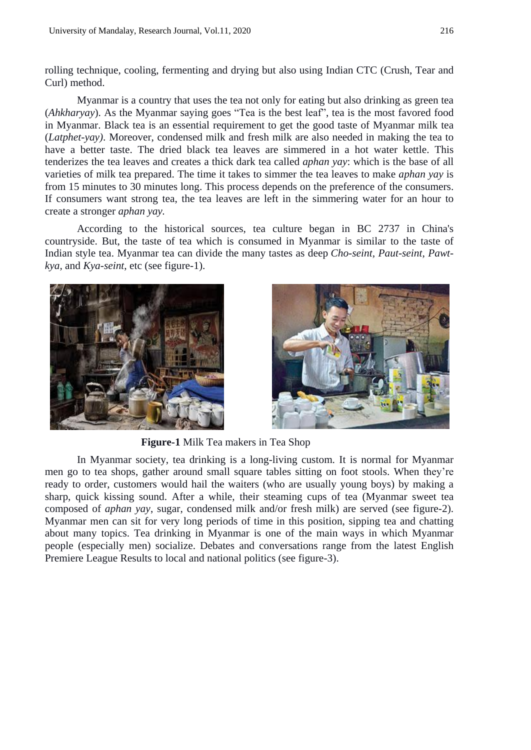rolling technique, cooling, fermenting and drying but also using Indian CTC (Crush, Tear and Curl) method.

Myanmar is a country that uses the tea not only for eating but also drinking as green tea (*Ahkharyay*). As the Myanmar saying goes "Tea is the best leaf", tea is the most favored food in Myanmar. Black tea is an essential requirement to get the good taste of Myanmar milk tea (*Latphet-yay)*. Moreover, condensed milk and fresh milk are also needed in making the tea to have a better taste. The dried black tea leaves are simmered in a hot water kettle. This tenderizes the tea leaves and creates a thick dark tea called *aphan yay*: which is the base of all varieties of milk tea prepared. The time it takes to simmer the tea leaves to make *aphan yay* is from 15 minutes to 30 minutes long. This process depends on the preference of the consumers. If consumers want strong tea, the tea leaves are left in the simmering water for an hour to create a stronger *aphan yay*.

According to the historical sources, tea culture began in BC 2737 in China's countryside. But, the taste of tea which is consumed in Myanmar is similar to the taste of Indian style tea. Myanmar tea can divide the many tastes as deep *Cho-seint*, *Paut-seint*, *Pawt-kya*, and *Kya-seint*, etc (see figure-1).

**Figure-1** Milk Tea makers in Tea Shop

In Myanmar society, tea drinking is a long-living custom. It is normal for Myanmar men go to tea shops, gather around small square tables sitting on foot stools. When they're ready to order, customers would hail the waiters (who are usually young boys) by making a sharp, quick kissing sound. After a while, their steaming cups of tea (Myanmar sweet tea composed of *aphan yay*, sugar, condensed milk and/or fresh milk) are served (see figure-2). Myanmar men can sit for very long periods of time in this position, sipping tea and chatting about many topics. Tea drinking in Myanmar is one of the main ways in which Myanmar people (especially men) socialize. Debates and conversations range from the latest English Premiere League Results to local and national politics (see figure-3).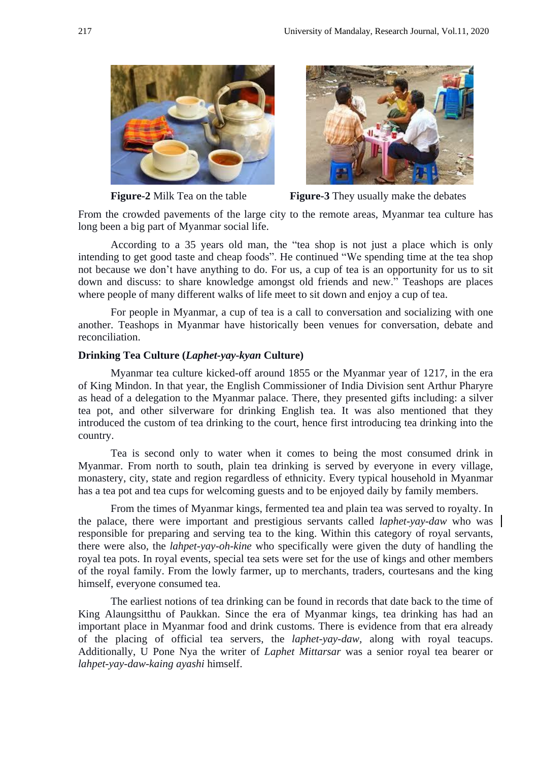**Figure-2** Milk Tea on the table **Figure-3** They usually make the debates

From the crowded pavements of the large city to the remote areas, Myanmar tea culture has long been a big part of Myanmar social life.

According to a 35 years old man, the "tea shop is not just a place which is only intending to get good taste and cheap foods". He continued "We spending time at the tea shop not because we don't have anything to do. For us, a cup of tea is an opportunity for us to sit down and discuss: to share knowledge amongst old friends and new." Teashops are places where people of many different walks of life meet to sit down and enjoy a cup of tea.

For people in Myanmar, a cup of tea is a call to conversation and socializing with one another. Teashops in Myanmar have historically been venues for conversation, debate and reconciliation.

**Drinking Tea Culture (*Laphet-yay-kyan* Culture)**

Myanmar tea culture kicked-off around 1855 or the Myanmar year of 1217, in the era of King Mindon. In that year, the English Commissioner of India Division sent Arthur Pharyre as head of a delegation to the Myanmar palace. There, they presented gifts including: a silver tea pot, and other silverware for drinking English tea. It was also mentioned that they introduced the custom of tea drinking to the court, hence first introducing tea drinking into the country.

Tea is second only to water when it comes to being the most consumed drink in Myanmar. From north to south, plain tea drinking is served by everyone in every village, monastery, city, state and region regardless of ethnicity. Every typical household in Myanmar has a tea pot and tea cups for welcoming guests and to be enjoyed daily by family members.

From the times of Myanmar kings, fermented tea and plain tea was served to royalty. In the palace, there were important and prestigious servants called *laphet-yay-daw* who was responsible for preparing and serving tea to the king. Within this category of royal servants, there were also, the *lahpet-yay-oh-kine* who specifically were given the duty of handling the royal tea pots. In royal events, special tea sets were set for the use of kings and other members of the royal family. From the lowly farmer, up to merchants, traders, courtesans and the king himself, everyone consumed tea.

The earliest notions of tea drinking can be found in records that date back to the time of King Alaungsitthu of Paukkan. Since the era of Myanmar kings, tea drinking has had an important place in Myanmar food and drink customs. There is evidence from that era already of the placing of official tea servers, the *laphet-yay-daw*, along with royal teacups. Additionally, U Pone Nya the writer of *Laphet Mittarsar* was a senior royal tea bearer or *lahpet-yay-daw-kaing ayashi* himself.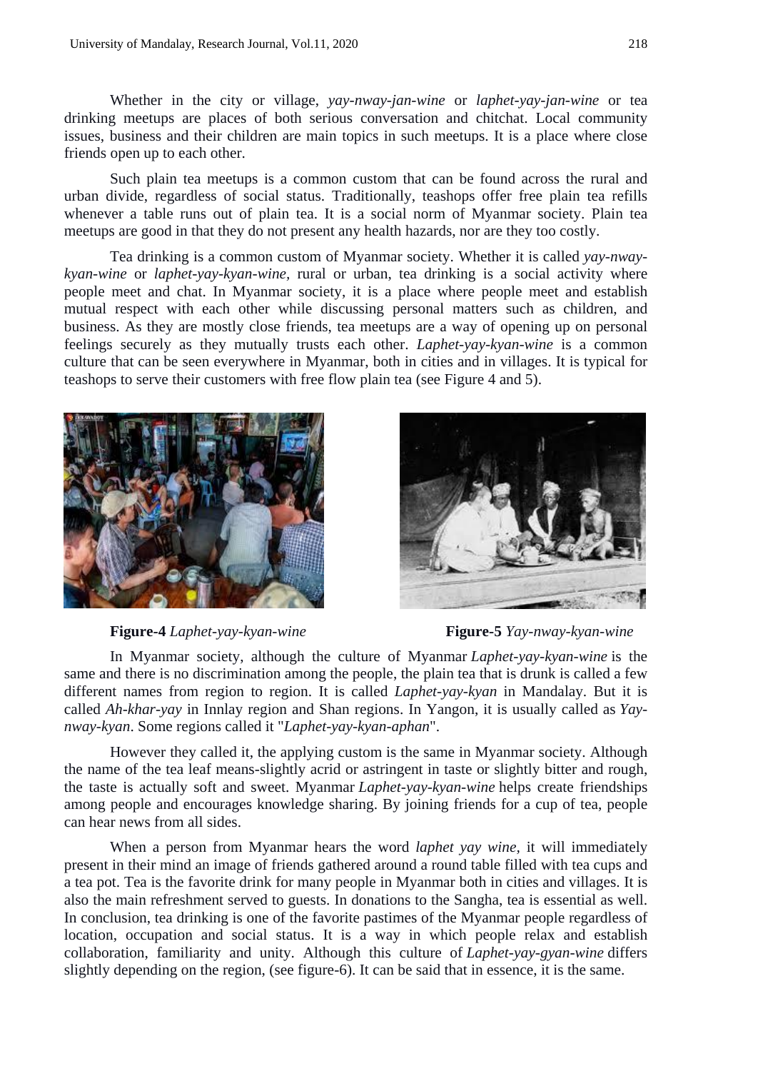Whether in the city or village, *yay-nway-jan-wine* or *laphet-yay-jan-wine* or tea drinking meetups are places of both serious conversation and chitchat. Local community issues, business and their children are main topics in such meetups. It is a place where close friends open up to each other.

Such plain tea meetups is a common custom that can be found across the rural and urban divide, regardless of social status. Traditionally, teashops offer free plain tea refills whenever a table runs out of plain tea. It is a social norm of Myanmar society. Plain tea meetups are good in that they do not present any health hazards, nor are they too costly.

Tea drinking is a common custom of Myanmar society. Whether it is called *yay-nway-kyan-wine* or *laphet-yay-kyan-wine,* rural or urban, tea drinking is a social activity where people meet and chat. In Myanmar society, it is a place where people meet and establish mutual respect with each other while discussing personal matters such as children, and business. As they are mostly close friends, tea meetups are a way of opening up on personal feelings securely as they mutually trusts each other. *Laphet-yay-kyan-wine* is a common culture that can be seen everywhere in Myanmar, both in cities and in villages. It is typical for teashops to serve their customers with free flow plain tea (see Figure 4 and 5).

**Figure-4** *Laphet-yay-kyan-wine*

**Figure-5** *Yay-nway-kyan-wine*

In Myanmar society, although the culture of Myanmar *Laphet-yay-kyan-wine* is the same and there is no discrimination among the people, the plain tea that is drunk is called a few different names from region to region. It is called *Laphet-yay-kyan* in Mandalay. But it is called *Ah-khar-yay* in Innlay region and Shan regions. In Yangon, it is usually called as *Yay-nway-kyan*. Some regions called it "*Laphet-yay-kyan-aphan*".

However they called it, the applying custom is the same in Myanmar society. Although the name of the tea leaf means-slightly acrid or astringent in taste or slightly bitter and rough, the taste is actually soft and sweet. Myanmar *Laphet-yay-kyan-wine* helps create friendships among people and encourages knowledge sharing. By joining friends for a cup of tea, people can hear news from all sides.

When a person from Myanmar hears the word *laphet yay wine*, it will immediately present in their mind an image of friends gathered around a round table filled with tea cups and a tea pot. Tea is the favorite drink for many people in Myanmar both in cities and villages. It is also the main refreshment served to guests. In donations to the Sangha, tea is essential as well. In conclusion, tea drinking is one of the favorite pastimes of the Myanmar people regardless of location, occupation and social status. It is a way in which people relax and establish collaboration, familiarity and unity. Although this culture of *Laphet-yay-gyan-wine* differs slightly depending on the region, (see figure-6). It can be said that in essence, it is the same.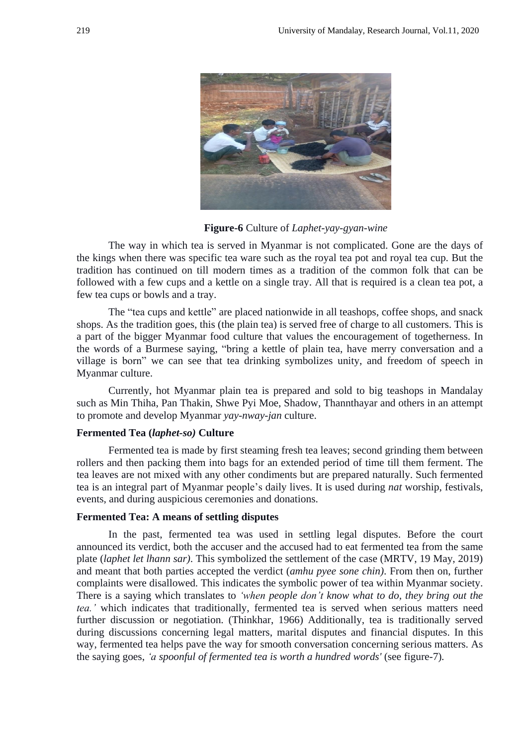**Figure-6** Culture of *Laphet-yay-gyan-wine*

The way in which tea is served in Myanmar is not complicated. Gone are the days of the kings when there was specific tea ware such as the royal tea pot and royal tea cup. But the tradition has continued on till modern times as a tradition of the common folk that can be followed with a few cups and a kettle on a single tray. All that is required is a clean tea pot, a few tea cups or bowls and a tray.

The "tea cups and kettle" are placed nationwide in all teashops, coffee shops, and snack shops. As the tradition goes, this (the plain tea) is served free of charge to all customers. This is a part of the bigger Myanmar food culture that values the encouragement of togetherness. In the words of a Burmese saying, "bring a kettle of plain tea, have merry conversation and a village is born" we can see that tea drinking symbolizes unity, and freedom of speech in Myanmar culture.

Currently, hot Myanmar plain tea is prepared and sold to big teashops in Mandalay such as Min Thiha, Pan Thakin, Shwe Pyi Moe, Shadow, Thannthayar and others in an attempt to promote and develop Myanmar *yay-nway-jan* culture.

**Fermented Tea (*laphet-so)* Culture**

Fermented tea is made by first steaming fresh tea leaves; second grinding them between rollers and then packing them into bags for an extended period of time till them ferment. The tea leaves are not mixed with any other condiments but are prepared naturally. Such fermented tea is an integral part of Myanmar people's daily lives. It is used during *nat* worship, festivals, events, and during auspicious ceremonies and donations.

**Fermented Tea: A means of settling disputes**

In the past, fermented tea was used in settling legal disputes. Before the court announced its verdict, both the accuser and the accused had to eat fermented tea from the same plate (*laphet let lhann sar)*. This symbolized the settlement of the case (MRTV, 19 May, 2019) and meant that both parties accepted the verdict (*amhu pyee sone chin)*. From then on, further complaints were disallowed. This indicates the symbolic power of tea within Myanmar society. There is a saying which translates to *'when people don't know what to do, they bring out the tea.'* which indicates that traditionally, fermented tea is served when serious matters need further discussion or negotiation. (Thinkhar, 1966) Additionally, tea is traditionally served during discussions concerning legal matters, marital disputes and financial disputes. In this way, fermented tea helps pave the way for smooth conversation concerning serious matters. As the saying goes, *'a spoonful of fermented tea is worth a hundred words'* (see figure-7).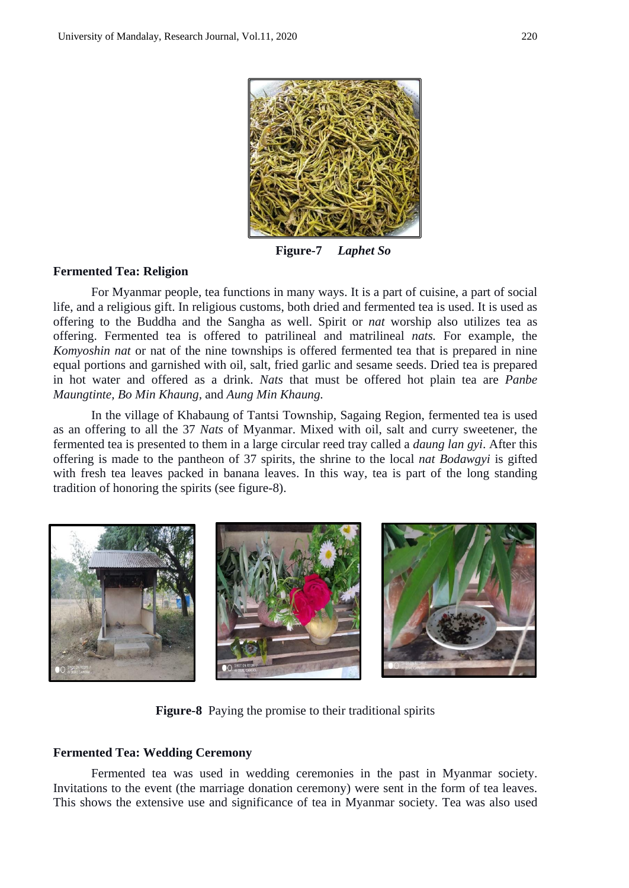**Figure-7** ***Laphet So***

**Fermented Tea: Religion**

For Myanmar people, tea functions in many ways. It is a part of cuisine, a part of social life, and a religious gift. In religious customs, both dried and fermented tea is used. It is used as offering to the Buddha and the Sangha as well. Spirit or *nat* worship also utilizes tea as offering. Fermented tea is offered to patrilineal and matrilineal *nats.* For example, the *Komyoshin nat* or nat of the nine townships is offered fermented tea that is prepared in nine equal portions and garnished with oil, salt, fried garlic and sesame seeds. Dried tea is prepared in hot water and offered as a drink. *Nats* that must be offered hot plain tea are *Panbe Maungtinte*, *Bo Min Khaung,* and *Aung Min Khaung.*

In the village of Khabaung of Tantsi Township, Sagaing Region, fermented tea is used as an offering to all the 37 *Nats* of Myanmar. Mixed with oil, salt and curry sweetener, the fermented tea is presented to them in a large circular reed tray called a *daung lan gyi*. After this offering is made to the pantheon of 37 spirits, the shrine to the local *nat Bodawgyi* is gifted with fresh tea leaves packed in banana leaves. In this way, tea is part of the long standing tradition of honoring the spirits (see figure-8).

**Figure-8** Paying the promise to their traditional spirits

**Fermented Tea: Wedding Ceremony**

Fermented tea was used in wedding ceremonies in the past in Myanmar society. Invitations to the event (the marriage donation ceremony) were sent in the form of tea leaves. This shows the extensive use and significance of tea in Myanmar society. Tea was also used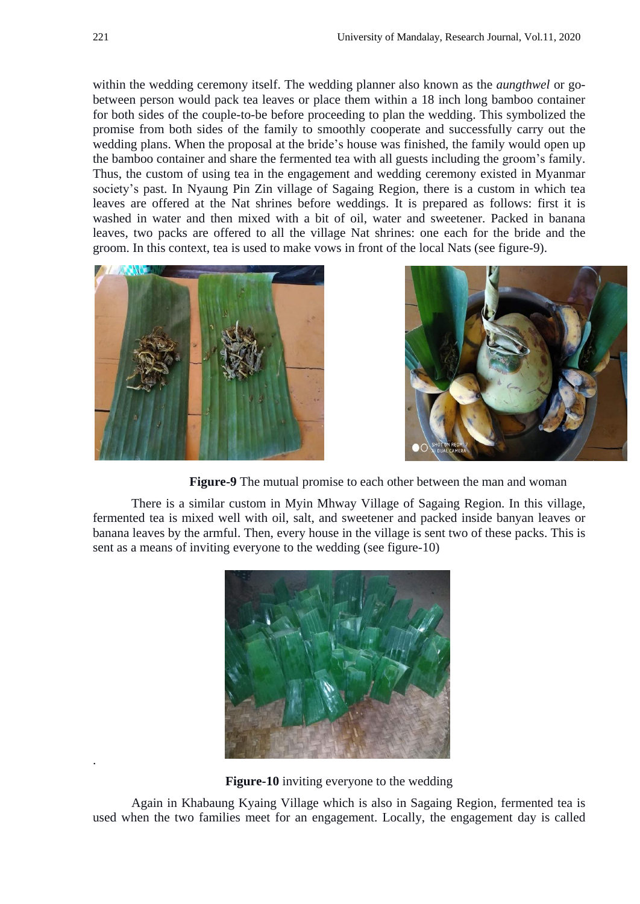within the wedding ceremony itself. The wedding planner also known as the *aungthwel* or go-between person would pack tea leaves or place them within a 18 inch long bamboo container for both sides of the couple-to-be before proceeding to plan the wedding. This symbolized the promise from both sides of the family to smoothly cooperate and successfully carry out the wedding plans. When the proposal at the bride's house was finished, the family would open up the bamboo container and share the fermented tea with all guests including the groom's family. Thus, the custom of using tea in the engagement and wedding ceremony existed in Myanmar society's past. In Nyaung Pin Zin village of Sagaing Region, there is a custom in which tea leaves are offered at the Nat shrines before weddings. It is prepared as follows: first it is washed in water and then mixed with a bit of oil, water and sweetener. Packed in banana leaves, two packs are offered to all the village Nat shrines: one each for the bride and the groom. In this context, tea is used to make vows in front of the local Nats (see figure-9).

**Figure-9** The mutual promise to each other between the man and woman

There is a similar custom in Myin Mhway Village of Sagaing Region. In this village, fermented tea is mixed well with oil, salt, and sweetener and packed inside banyan leaves or banana leaves by the armful. Then, every house in the village is sent two of these packs. This is sent as a means of inviting everyone to the wedding (see figure-10)

**Figure-10** inviting everyone to the wedding

Again in Khabaung Kyaing Village which is also in Sagaing Region, fermented tea is used when the two families meet for an engagement. Locally, the engagement day is called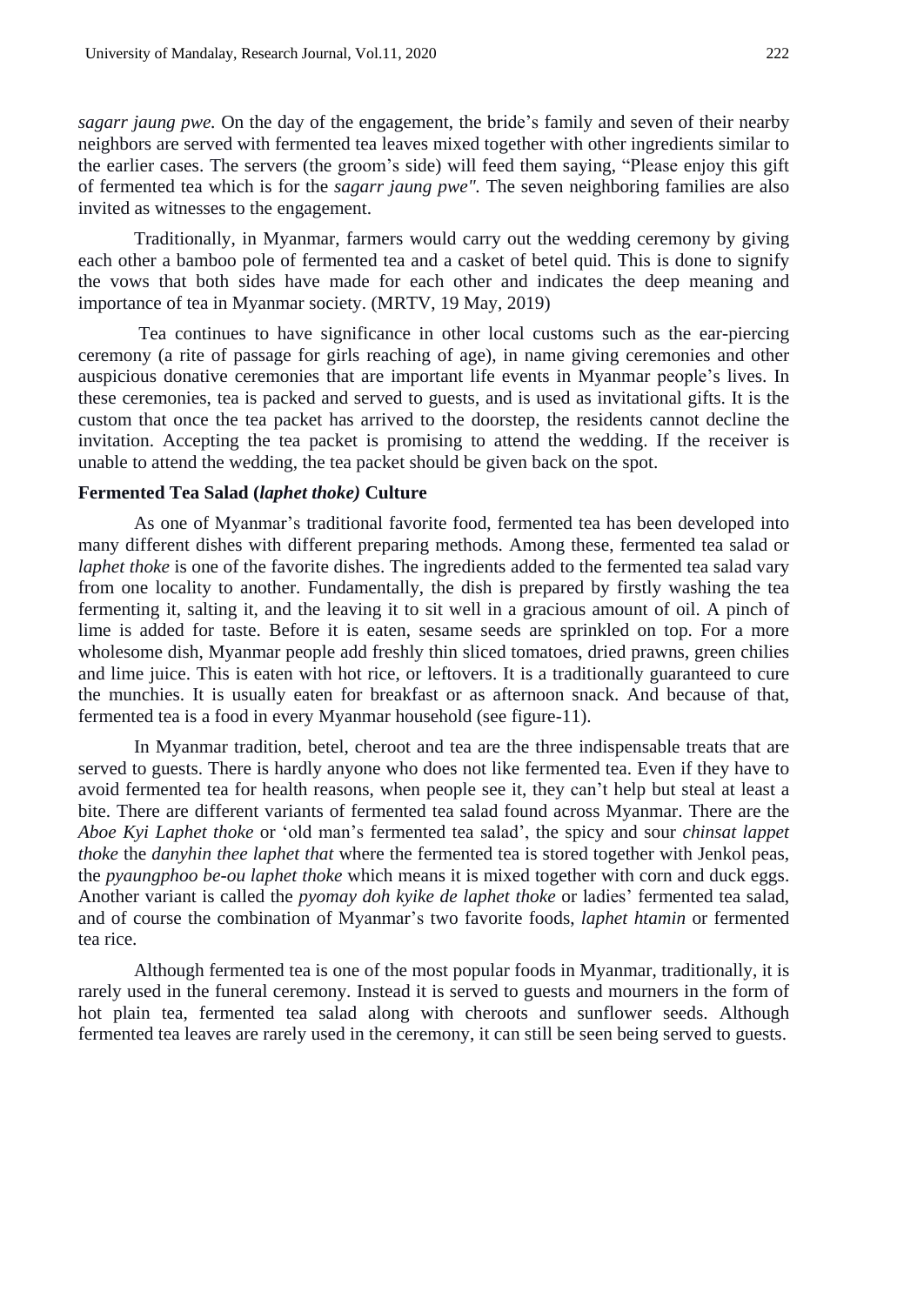*sagarr jaung pwe.* On the day of the engagement, the bride's family and seven of their nearby neighbors are served with fermented tea leaves mixed together with other ingredients similar to the earlier cases. The servers (the groom's side) will feed them saying, "Please enjoy this gift of fermented tea which is for the *sagarr jaung pwe".* The seven neighboring families are also invited as witnesses to the engagement.

Traditionally, in Myanmar, farmers would carry out the wedding ceremony by giving each other a bamboo pole of fermented tea and a casket of betel quid. This is done to signify the vows that both sides have made for each other and indicates the deep meaning and importance of tea in Myanmar society. (MRTV, 19 May, 2019)

Tea continues to have significance in other local customs such as the ear-piercing ceremony (a rite of passage for girls reaching of age), in name giving ceremonies and other auspicious donative ceremonies that are important life events in Myanmar people's lives. In these ceremonies, tea is packed and served to guests, and is used as invitational gifts. It is the custom that once the tea packet has arrived to the doorstep, the residents cannot decline the invitation. Accepting the tea packet is promising to attend the wedding. If the receiver is unable to attend the wedding, the tea packet should be given back on the spot.

### Fermented Tea Salad (*laphet thoke)* Culture

As one of Myanmar's traditional favorite food, fermented tea has been developed into many different dishes with different preparing methods. Among these, fermented tea salad or *laphet thoke* is one of the favorite dishes. The ingredients added to the fermented tea salad vary from one locality to another. Fundamentally, the dish is prepared by firstly washing the tea fermenting it, salting it, and the leaving it to sit well in a gracious amount of oil. A pinch of lime is added for taste. Before it is eaten, sesame seeds are sprinkled on top. For a more wholesome dish, Myanmar people add freshly thin sliced tomatoes, dried prawns, green chilies and lime juice. This is eaten with hot rice, or leftovers. It is a traditionally guaranteed to cure the munchies. It is usually eaten for breakfast or as afternoon snack. And because of that, fermented tea is a food in every Myanmar household (see figure-11).

In Myanmar tradition, betel, cheroot and tea are the three indispensable treats that are served to guests. There is hardly anyone who does not like fermented tea. Even if they have to avoid fermented tea for health reasons, when people see it, they can't help but steal at least a bite. There are different variants of fermented tea salad found across Myanmar. There are the *Aboe Kyi Laphet thoke* or 'old man's fermented tea salad', the spicy and sour *chinsat lappet thoke* the *danyhin thee laphet that* where the fermented tea is stored together with Jenkol peas, the *pyaungphoo be-ou laphet thoke* which means it is mixed together with corn and duck eggs. Another variant is called the *pyomay doh kyike de laphet thoke* or ladies' fermented tea salad, and of course the combination of Myanmar's two favorite foods, *laphet htamin* or fermented tea rice.

Although fermented tea is one of the most popular foods in Myanmar, traditionally, it is rarely used in the funeral ceremony. Instead it is served to guests and mourners in the form of hot plain tea, fermented tea salad along with cheroots and sunflower seeds. Although fermented tea leaves are rarely used in the ceremony, it can still be seen being served to guests.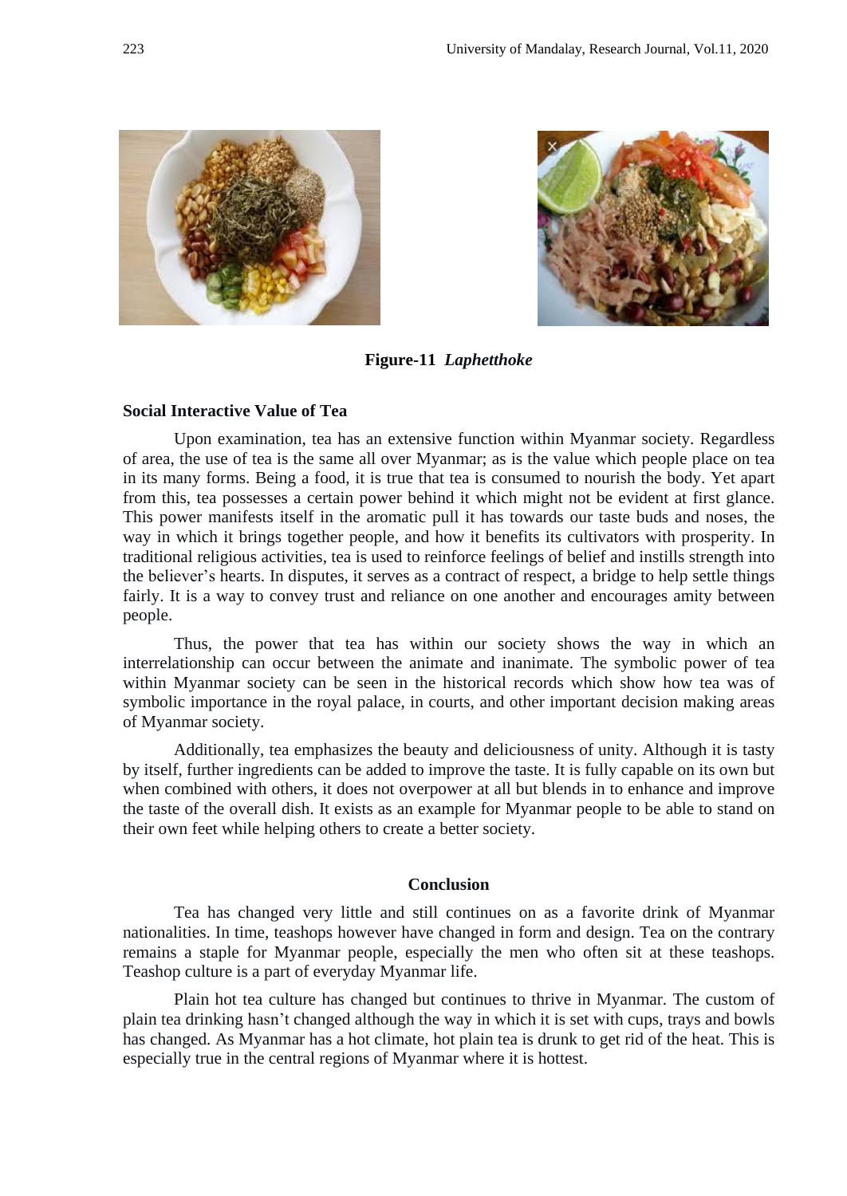**Figure-11** *Laphetthoke*

**Social Interactive Value of Tea**

Upon examination, tea has an extensive function within Myanmar society. Regardless of area, the use of tea is the same all over Myanmar; as is the value which people place on tea in its many forms. Being a food, it is true that tea is consumed to nourish the body. Yet apart from this, tea possesses a certain power behind it which might not be evident at first glance. This power manifests itself in the aromatic pull it has towards our taste buds and noses, the way in which it brings together people, and how it benefits its cultivators with prosperity. In traditional religious activities, tea is used to reinforce feelings of belief and instills strength into the believer's hearts. In disputes, it serves as a contract of respect, a bridge to help settle things fairly. It is a way to convey trust and reliance on one another and encourages amity between people.

Thus, the power that tea has within our society shows the way in which an interrelationship can occur between the animate and inanimate. The symbolic power of tea within Myanmar society can be seen in the historical records which show how tea was of symbolic importance in the royal palace, in courts, and other important decision making areas of Myanmar society.

Additionally, tea emphasizes the beauty and deliciousness of unity. Although it is tasty by itself, further ingredients can be added to improve the taste. It is fully capable on its own but when combined with others, it does not overpower at all but blends in to enhance and improve the taste of the overall dish. It exists as an example for Myanmar people to be able to stand on their own feet while helping others to create a better society.

## Conclusion

Tea has changed very little and still continues on as a favorite drink of Myanmar nationalities. In time, teashops however have changed in form and design. Tea on the contrary remains a staple for Myanmar people, especially the men who often sit at these teashops. Teashop culture is a part of everyday Myanmar life.

Plain hot tea culture has changed but continues to thrive in Myanmar. The custom of plain tea drinking hasn't changed although the way in which it is set with cups, trays and bowls has changed. As Myanmar has a hot climate, hot plain tea is drunk to get rid of the heat. This is especially true in the central regions of Myanmar where it is hottest.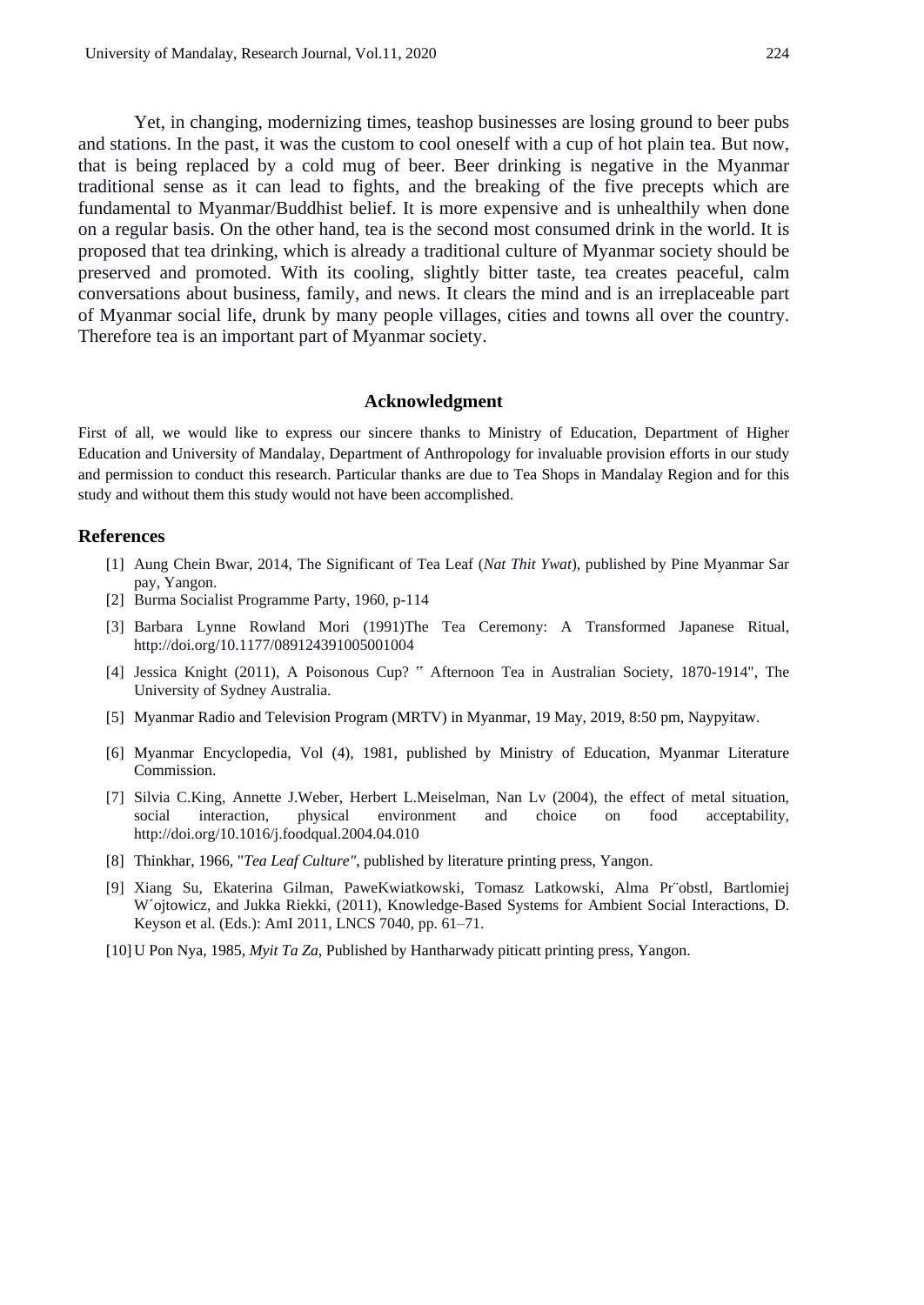Yet, in changing, modernizing times, teashop businesses are losing ground to beer pubs and stations. In the past, it was the custom to cool oneself with a cup of hot plain tea. But now, that is being replaced by a cold mug of beer. Beer drinking is negative in the Myanmar traditional sense as it can lead to fights, and the breaking of the five precepts which are fundamental to Myanmar/Buddhist belief. It is more expensive and is unhealthily when done on a regular basis. On the other hand, tea is the second most consumed drink in the world. It is proposed that tea drinking, which is already a traditional culture of Myanmar society should be preserved and promoted. With its cooling, slightly bitter taste, tea creates peaceful, calm conversations about business, family, and news. It clears the mind and is an irreplaceable part of Myanmar social life, drunk by many people villages, cities and towns all over the country. Therefore tea is an important part of Myanmar society.

## Acknowledgment

First of all, we would like to express our sincere thanks to Ministry of Education, Department of Higher Education and University of Mandalay, Department of Anthropology for invaluable provision efforts in our study and permission to conduct this research. Particular thanks are due to Tea Shops in Mandalay Region and for this study and without them this study would not have been accomplished.

## References

[1] Aung Chein Bwar, 2014, The Significant of Tea Leaf (*Nat Thit Ywat*), published by Pine Myanmar Sar pay, Yangon.

[2] Burma Socialist Programme Party, 1960, p-114

[3] Barbara Lynne Rowland Mori (1991)The Tea Ceremony: A Transformed Japanese Ritual, http://doi.org/10.1177/089124391005001004

[4] Jessica Knight (2011), A Poisonous Cup? ‟ Afternoon Tea in Australian Society, 1870-1914", The University of Sydney Australia.

[5] Myanmar Radio and Television Program (MRTV) in Myanmar, 19 May, 2019, 8:50 pm, Naypyitaw.

[6] Myanmar Encyclopedia, Vol (4), 1981, published by Ministry of Education, Myanmar Literature Commission.

[7] Silvia C.King, Annette J.Weber, Herbert L.Meiselman, Nan Lv (2004), the effect of metal situation, social interaction, physical environment and choice on food acceptability, http://doi.org/10.1016/j.foodqual.2004.04.010

[8] Thinkhar, 1966, "*Tea Leaf Culture"*, published by literature printing press, Yangon.

[9] Xiang Su, Ekaterina Gilman, PaweKwiatkowski, Tomasz Latkowski, Alma Pr¨obstl, Bartlomiej W´ojtowicz, and Jukka Riekki, (2011), Knowledge-Based Systems for Ambient Social Interactions, D. Keyson et al. (Eds.): AmI 2011, LNCS 7040, pp. 61–71.

[10] U Pon Nya, 1985, *Myit Ta Za*, Published by Hantharwady piticatt printing press, Yangon.